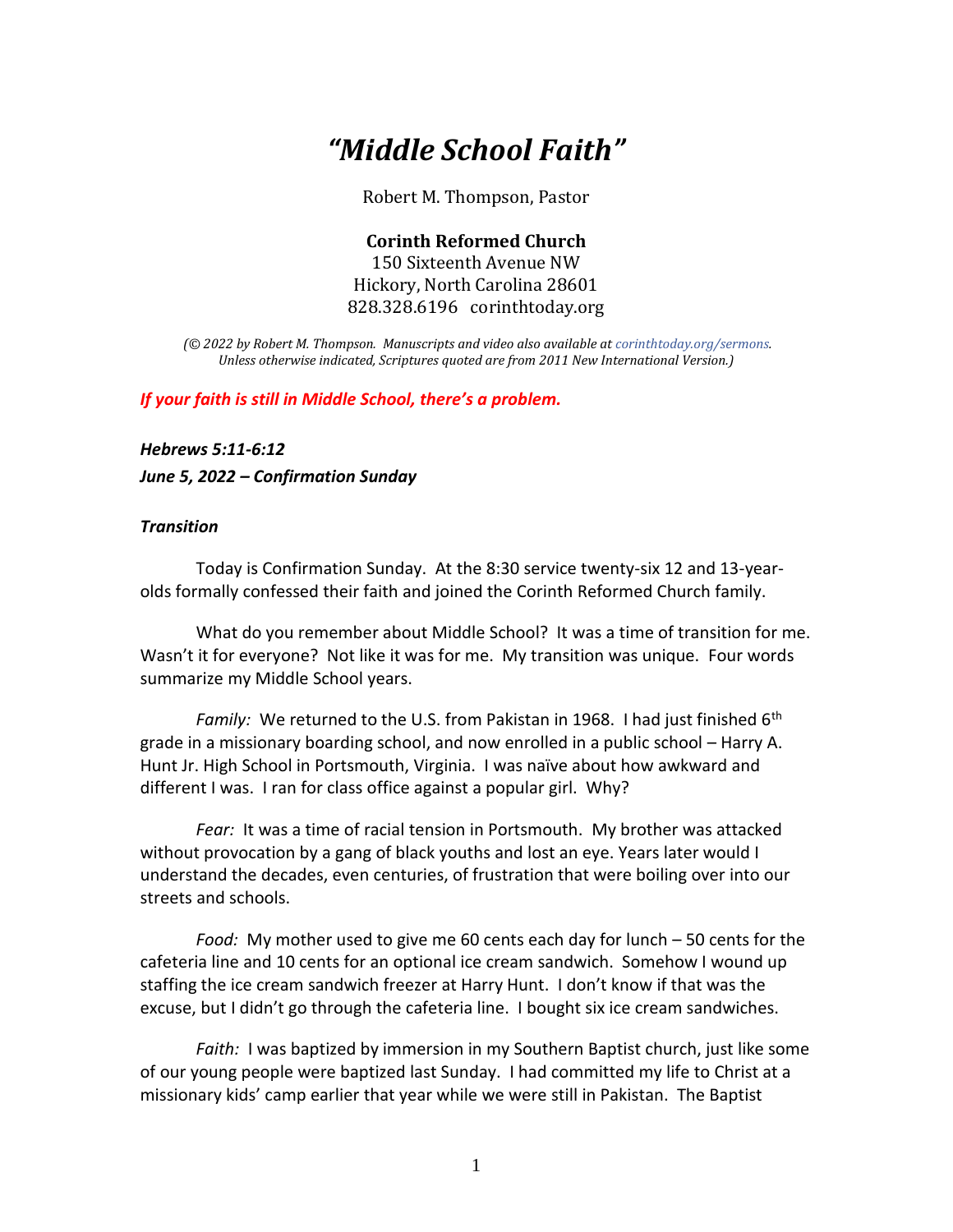# *"Middle School Faith"*

Robert M. Thompson, Pastor

**Corinth Reformed Church**
150 Sixteenth Avenue NW
Hickory, North Carolina 28601
828.328.6196 corinthtoday.org

*(© 2022 by Robert M. Thompson. Manuscripts and video also available at corinthtoday.org/sermons. Unless otherwise indicated, Scriptures quoted are from 2011 New International Version.)*

***If your faith is still in Middle School, there's a problem.***

***Hebrews 5:11-6:12***
***June 5, 2022 – Confirmation Sunday***

### *Transition*

Today is Confirmation Sunday. At the 8:30 service twenty-six 12 and 13-year-olds formally confessed their faith and joined the Corinth Reformed Church family.

What do you remember about Middle School? It was a time of transition for me. Wasn't it for everyone? Not like it was for me. My transition was unique. Four words summarize my Middle School years.

*Family:* We returned to the U.S. from Pakistan in 1968. I had just finished 6th grade in a missionary boarding school, and now enrolled in a public school – Harry A. Hunt Jr. High School in Portsmouth, Virginia. I was naïve about how awkward and different I was. I ran for class office against a popular girl. Why?

*Fear:* It was a time of racial tension in Portsmouth. My brother was attacked without provocation by a gang of black youths and lost an eye. Years later would I understand the decades, even centuries, of frustration that were boiling over into our streets and schools.

*Food:* My mother used to give me 60 cents each day for lunch – 50 cents for the cafeteria line and 10 cents for an optional ice cream sandwich. Somehow I wound up staffing the ice cream sandwich freezer at Harry Hunt. I don't know if that was the excuse, but I didn't go through the cafeteria line. I bought six ice cream sandwiches.

*Faith:* I was baptized by immersion in my Southern Baptist church, just like some of our young people were baptized last Sunday. I had committed my life to Christ at a missionary kids' camp earlier that year while we were still in Pakistan. The Baptist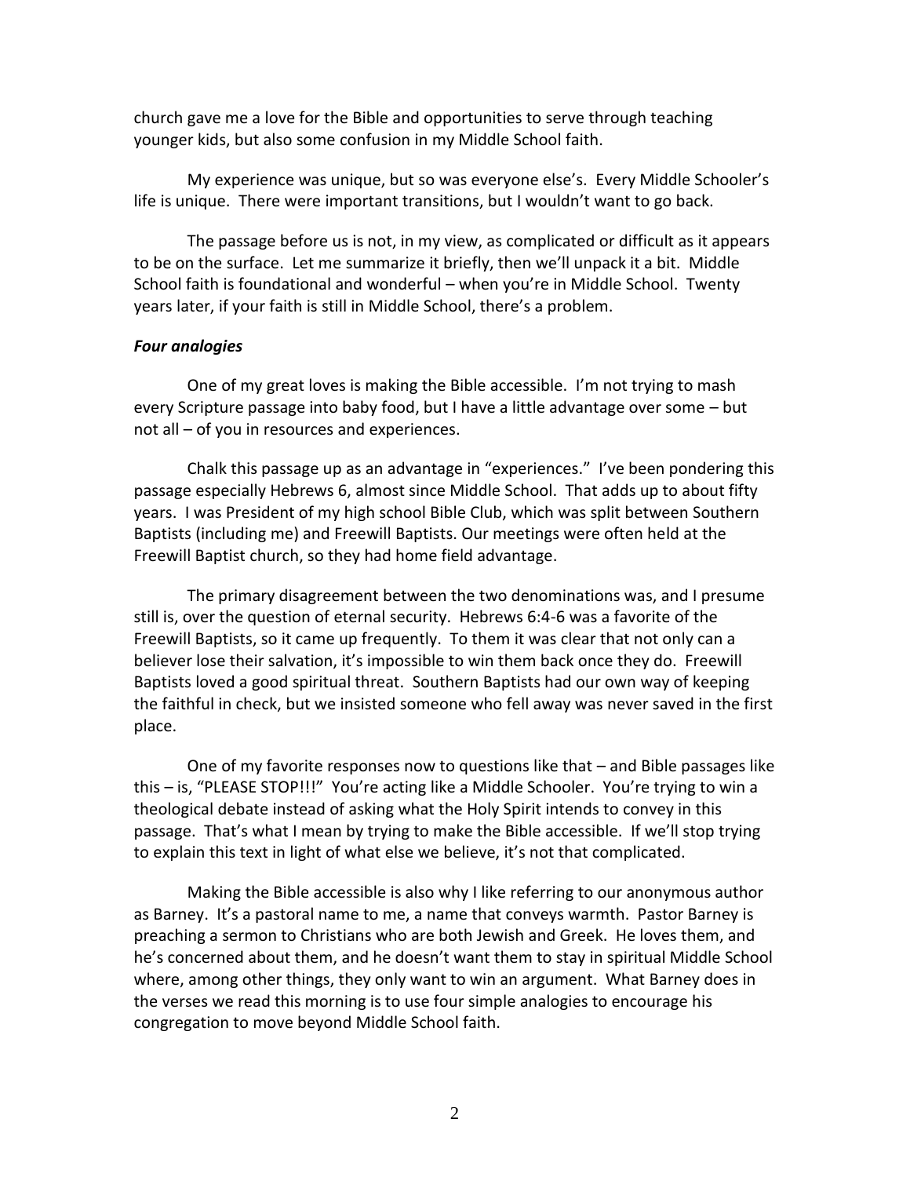church gave me a love for the Bible and opportunities to serve through teaching younger kids, but also some confusion in my Middle School faith.

My experience was unique, but so was everyone else's. Every Middle Schooler's life is unique. There were important transitions, but I wouldn't want to go back.

The passage before us is not, in my view, as complicated or difficult as it appears to be on the surface. Let me summarize it briefly, then we'll unpack it a bit. Middle School faith is foundational and wonderful – when you're in Middle School. Twenty years later, if your faith is still in Middle School, there's a problem.

***Four analogies***

One of my great loves is making the Bible accessible. I'm not trying to mash every Scripture passage into baby food, but I have a little advantage over some – but not all – of you in resources and experiences.

Chalk this passage up as an advantage in "experiences." I've been pondering this passage especially Hebrews 6, almost since Middle School. That adds up to about fifty years. I was President of my high school Bible Club, which was split between Southern Baptists (including me) and Freewill Baptists. Our meetings were often held at the Freewill Baptist church, so they had home field advantage.

The primary disagreement between the two denominations was, and I presume still is, over the question of eternal security. Hebrews 6:4-6 was a favorite of the Freewill Baptists, so it came up frequently. To them it was clear that not only can a believer lose their salvation, it's impossible to win them back once they do. Freewill Baptists loved a good spiritual threat. Southern Baptists had our own way of keeping the faithful in check, but we insisted someone who fell away was never saved in the first place.

One of my favorite responses now to questions like that – and Bible passages like this – is, "PLEASE STOP!!!" You're acting like a Middle Schooler. You're trying to win a theological debate instead of asking what the Holy Spirit intends to convey in this passage. That's what I mean by trying to make the Bible accessible. If we'll stop trying to explain this text in light of what else we believe, it's not that complicated.

Making the Bible accessible is also why I like referring to our anonymous author as Barney. It's a pastoral name to me, a name that conveys warmth. Pastor Barney is preaching a sermon to Christians who are both Jewish and Greek. He loves them, and he's concerned about them, and he doesn't want them to stay in spiritual Middle School where, among other things, they only want to win an argument. What Barney does in the verses we read this morning is to use four simple analogies to encourage his congregation to move beyond Middle School faith.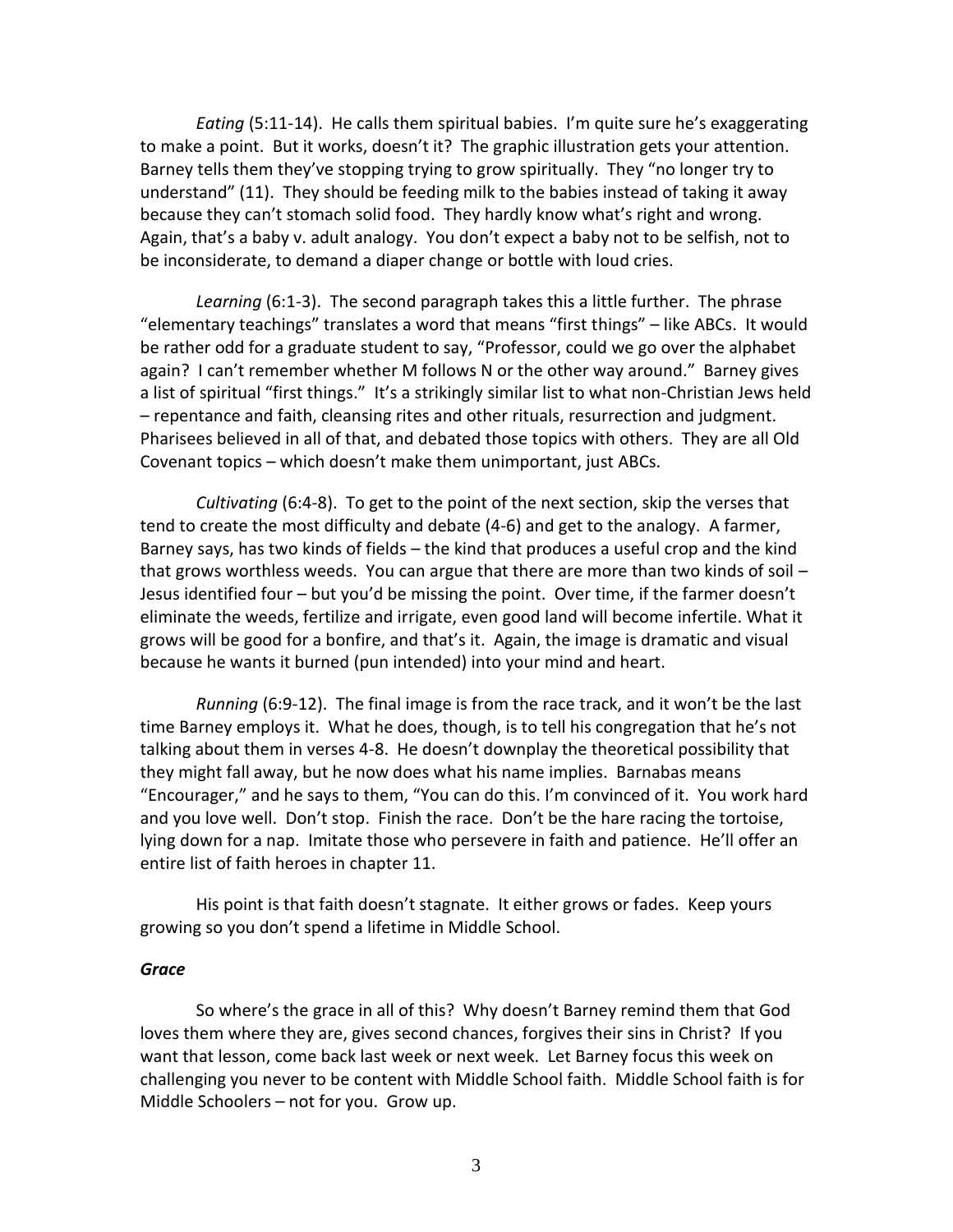*Eating* (5:11-14). He calls them spiritual babies. I'm quite sure he's exaggerating to make a point. But it works, doesn't it? The graphic illustration gets your attention. Barney tells them they've stopping trying to grow spiritually. They "no longer try to understand" (11). They should be feeding milk to the babies instead of taking it away because they can't stomach solid food. They hardly know what's right and wrong. Again, that's a baby v. adult analogy. You don't expect a baby not to be selfish, not to be inconsiderate, to demand a diaper change or bottle with loud cries.

*Learning* (6:1-3). The second paragraph takes this a little further. The phrase "elementary teachings" translates a word that means "first things" – like ABCs. It would be rather odd for a graduate student to say, "Professor, could we go over the alphabet again? I can't remember whether M follows N or the other way around." Barney gives a list of spiritual "first things." It's a strikingly similar list to what non-Christian Jews held – repentance and faith, cleansing rites and other rituals, resurrection and judgment. Pharisees believed in all of that, and debated those topics with others. They are all Old Covenant topics – which doesn't make them unimportant, just ABCs.

*Cultivating* (6:4-8). To get to the point of the next section, skip the verses that tend to create the most difficulty and debate (4-6) and get to the analogy. A farmer, Barney says, has two kinds of fields – the kind that produces a useful crop and the kind that grows worthless weeds. You can argue that there are more than two kinds of soil – Jesus identified four – but you'd be missing the point. Over time, if the farmer doesn't eliminate the weeds, fertilize and irrigate, even good land will become infertile. What it grows will be good for a bonfire, and that's it. Again, the image is dramatic and visual because he wants it burned (pun intended) into your mind and heart.

*Running* (6:9-12). The final image is from the race track, and it won't be the last time Barney employs it. What he does, though, is to tell his congregation that he's not talking about them in verses 4-8. He doesn't downplay the theoretical possibility that they might fall away, but he now does what his name implies. Barnabas means "Encourager," and he says to them, "You can do this. I'm convinced of it. You work hard and you love well. Don't stop. Finish the race. Don't be the hare racing the tortoise, lying down for a nap. Imitate those who persevere in faith and patience. He'll offer an entire list of faith heroes in chapter 11.

His point is that faith doesn't stagnate. It either grows or fades. Keep yours growing so you don't spend a lifetime in Middle School.

***Grace***

So where's the grace in all of this? Why doesn't Barney remind them that God loves them where they are, gives second chances, forgives their sins in Christ? If you want that lesson, come back last week or next week. Let Barney focus this week on challenging you never to be content with Middle School faith. Middle School faith is for Middle Schoolers – not for you. Grow up.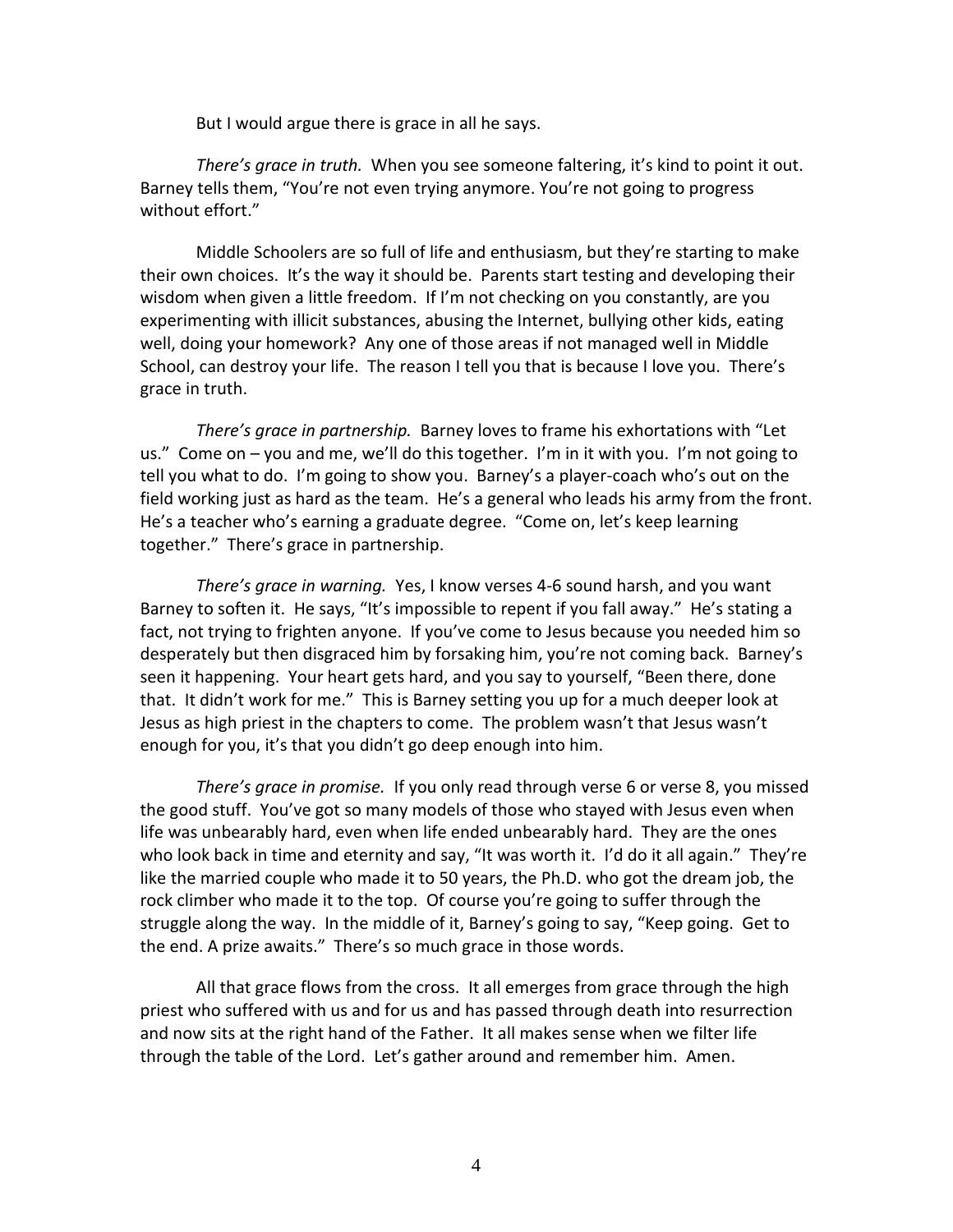But I would argue there is grace in all he says.

*There's grace in truth.* When you see someone faltering, it's kind to point it out. Barney tells them, "You're not even trying anymore. You're not going to progress without effort."

Middle Schoolers are so full of life and enthusiasm, but they're starting to make their own choices. It's the way it should be. Parents start testing and developing their wisdom when given a little freedom. If I'm not checking on you constantly, are you experimenting with illicit substances, abusing the Internet, bullying other kids, eating well, doing your homework? Any one of those areas if not managed well in Middle School, can destroy your life. The reason I tell you that is because I love you. There's grace in truth.

*There's grace in partnership.* Barney loves to frame his exhortations with "Let us." Come on – you and me, we'll do this together. I'm in it with you. I'm not going to tell you what to do. I'm going to show you. Barney's a player-coach who's out on the field working just as hard as the team. He's a general who leads his army from the front. He's a teacher who's earning a graduate degree. "Come on, let's keep learning together." There's grace in partnership.

*There's grace in warning.* Yes, I know verses 4-6 sound harsh, and you want Barney to soften it. He says, "It's impossible to repent if you fall away." He's stating a fact, not trying to frighten anyone. If you've come to Jesus because you needed him so desperately but then disgraced him by forsaking him, you're not coming back. Barney's seen it happening. Your heart gets hard, and you say to yourself, "Been there, done that. It didn't work for me." This is Barney setting you up for a much deeper look at Jesus as high priest in the chapters to come. The problem wasn't that Jesus wasn't enough for you, it's that you didn't go deep enough into him.

*There's grace in promise.* If you only read through verse 6 or verse 8, you missed the good stuff. You've got so many models of those who stayed with Jesus even when life was unbearably hard, even when life ended unbearably hard. They are the ones who look back in time and eternity and say, "It was worth it. I'd do it all again." They're like the married couple who made it to 50 years, the Ph.D. who got the dream job, the rock climber who made it to the top. Of course you're going to suffer through the struggle along the way. In the middle of it, Barney's going to say, "Keep going. Get to the end. A prize awaits." There's so much grace in those words.

All that grace flows from the cross. It all emerges from grace through the high priest who suffered with us and for us and has passed through death into resurrection and now sits at the right hand of the Father. It all makes sense when we filter life through the table of the Lord. Let's gather around and remember him. Amen.